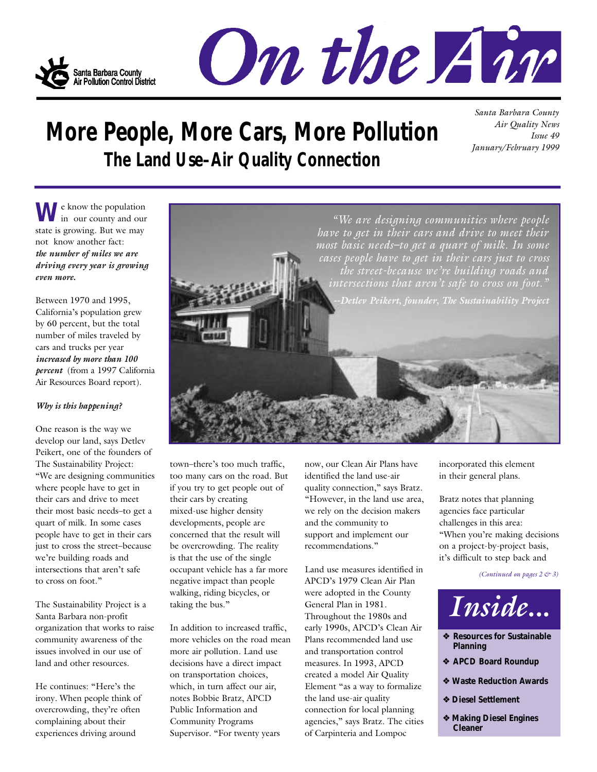Santa Barbara County Air Pollution Control District

# On the Air

*Santa Barbara County Air Quality News Issue 49 January/February 1999*

# More People, More Cars, More Pollution

## The Land Use–Air Quality Connection

We know the population in our county and our state is growing. But we may not know another fact: ***the number of miles we are driving every year is growing even more.***

Between 1970 and 1995, California's population grew by 60 percent, but the total number of miles traveled by cars and trucks per year ***increased by more than 100 percent*** (from a 1997 California Air Resources Board report).

***Why is this happening?***

One reason is the way we develop our land, says Detlev Peikert, one of the founders of The Sustainability Project: "We are designing communities where people have to get in their cars and drive to meet their most basic needs–to get a quart of milk. In some cases people have to get in their cars just to cross the street–because we're building roads and intersections that aren't safe to cross on foot."

The Sustainability Project is a Santa Barbara non-profit organization that works to raise community awareness of the issues involved in our use of land and other resources.

He continues: "Here's the irony. When people think of overcrowding, they're often complaining about their experiences driving around town–there's too much traffic, too many cars on the road. But if you try to get people out of their cars by creating mixed-use higher density developments, people are concerned that the result will be overcrowding. The reality is that the use of the single occupant vehicle has a far more negative impact than people walking, riding bicycles, or taking the bus."

*"We are designing communities where people have to get in their cars and drive to meet their most basic needs–to get a quart of milk. In some cases people have to get in their cars just to cross the street–because we're building roads and intersections that aren't safe to cross on foot."*

*--Detlev Peikert, founder, The Sustainability Project*

In addition to increased traffic, more vehicles on the road mean more air pollution. Land use decisions have a direct impact on transportation choices, which, in turn affect our air, notes Bobbie Bratz, APCD Public Information and Community Programs Supervisor. "For twenty years now, our Clean Air Plans have identified the land use-air quality connection," says Bratz. "However, in the land use area, we rely on the decision makers and the community to support and implement our recommendations."

Land use measures identified in APCD's 1979 Clean Air Plan were adopted in the County General Plan in 1981. Throughout the 1980s and early 1990s, APCD's Clean Air Plans recommended land use and transportation control measures. In 1993, APCD created a model Air Quality Element "as a way to formalize the land use-air quality connection for local planning agencies," says Bratz. The cities of Carpinteria and Lompoc incorporated this element in their general plans.

Bratz notes that planning agencies face particular challenges in this area: "When you're making decisions on a project-by-project basis, it's difficult to step back and

*(Continued on pages 2 & 3)*

## Inside...

- Resources for Sustainable Planning
- APCD Board Roundup
- Waste Reduction Awards
- Diesel Settlement
- Making Diesel Engines Cleaner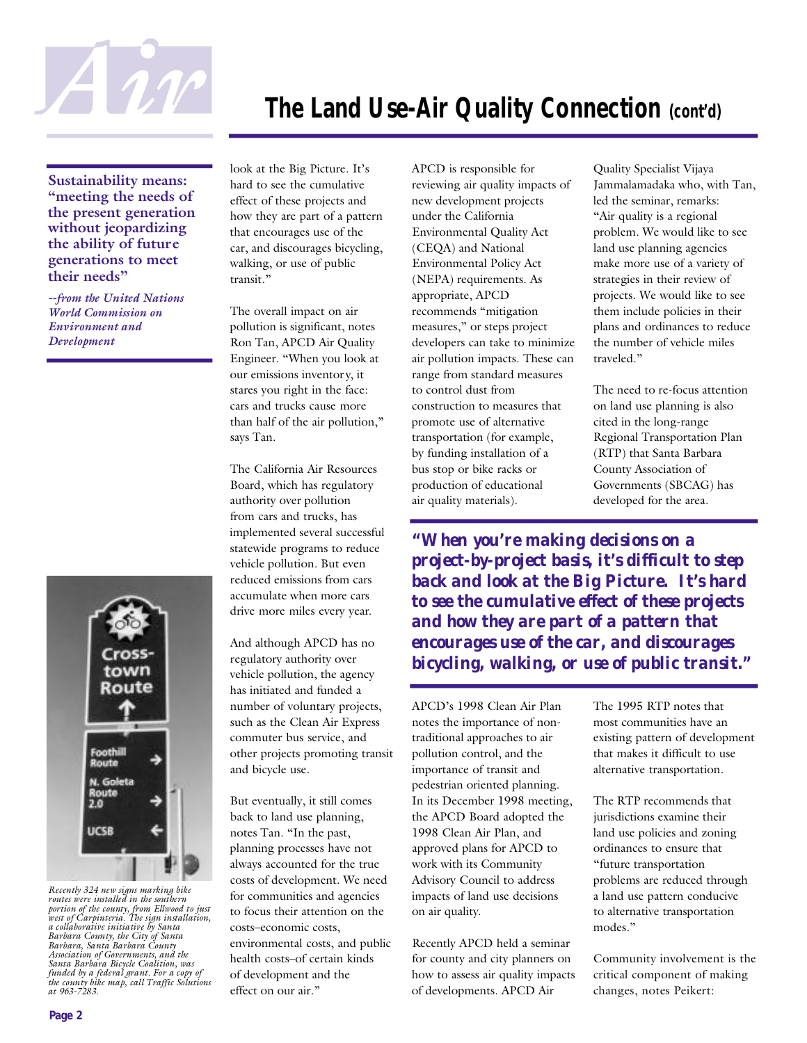# The Land Use-Air Quality Connection *(cont'd)*

**Sustainability means: "meeting the needs of the present generation without jeopardizing the ability of future generations to meet their needs"**

*--from the United Nations World Commission on Environment and Development*

look at the Big Picture. It's hard to see the cumulative effect of these projects and how they are part of a pattern that encourages use of the car, and discourages bicycling, walking, or use of public transit."

The overall impact on air pollution is significant, notes Ron Tan, APCD Air Quality Engineer. "When you look at our emissions inventory, it stares you right in the face: cars and trucks cause more than half of the air pollution," says Tan.

The California Air Resources Board, which has regulatory authority over pollution from cars and trucks, has implemented several successful statewide programs to reduce vehicle pollution. But even reduced emissions from cars accumulate when more cars drive more miles every year.

And although APCD has no regulatory authority over vehicle pollution, the agency has initiated and funded a number of voluntary projects, such as the Clean Air Express commuter bus service, and other projects promoting transit and bicycle use.

But eventually, it still comes back to land use planning, notes Tan. "In the past, planning processes have not always accounted for the true costs of development. We need for communities and agencies to focus their attention on the costs–economic costs, environmental costs, and public health costs–of certain kinds of development and the effect on our air."

APCD is responsible for reviewing air quality impacts of new development projects under the California Environmental Quality Act (CEQA) and National Environmental Policy Act (NEPA) requirements. As appropriate, APCD recommends "mitigation measures," or steps project developers can take to minimize air pollution impacts. These can range from standard measures to control dust from construction to measures that promote use of alternative transportation (for example, by funding installation of a bus stop or bike racks or production of educational air quality materials).

Quality Specialist Vijaya Jammalamadaka who, with Tan, led the seminar, remarks: "Air quality is a regional problem. We would like to see land use planning agencies make more use of a variety of strategies in their review of projects. We would like to see them include policies in their plans and ordinances to reduce the number of vehicle miles traveled."

The need to re-focus attention on land use planning is also cited in the long-range Regional Transportation Plan (RTP) that Santa Barbara County Association of Governments (SBCAG) has developed for the area.

> ***"When you're making decisions on a project-by-project basis, it's difficult to step back and look at the Big Picture. It's hard to see the cumulative effect of these projects and how they are part of a pattern that encourages use of the car, and discourages bicycling, walking, or use of public transit."***

APCD's 1998 Clean Air Plan notes the importance of non-traditional approaches to air pollution control, and the importance of transit and pedestrian oriented planning. In its December 1998 meeting, the APCD Board adopted the 1998 Clean Air Plan, and approved plans for APCD to work with its Community Advisory Council to address impacts of land use decisions on air quality.

Recently APCD held a seminar for county and city planners on how to assess air quality impacts of developments. APCD Air

The 1995 RTP notes that most communities have an existing pattern of development that makes it difficult to use alternative transportation.

The RTP recommends that jurisdictions examine their land use policies and zoning ordinances to ensure that "future transportation problems are reduced through a land use pattern conducive to alternative transportation modes."

Community involvement is the critical component of making changes, notes Peikert:

*Recently 324 new signs marking bike routes were installed in the southern portion of the county, from Ellwood to just west of Carpinteria. The sign installation, a collaborative initiative by Santa Barbara County, the City of Santa Barbara, Santa Barbara County Association of Governments, and the Santa Barbara Bicycle Coalition, was funded by a federal grant. For a copy of the county bike map, call Traffic Solutions at 963-7283.*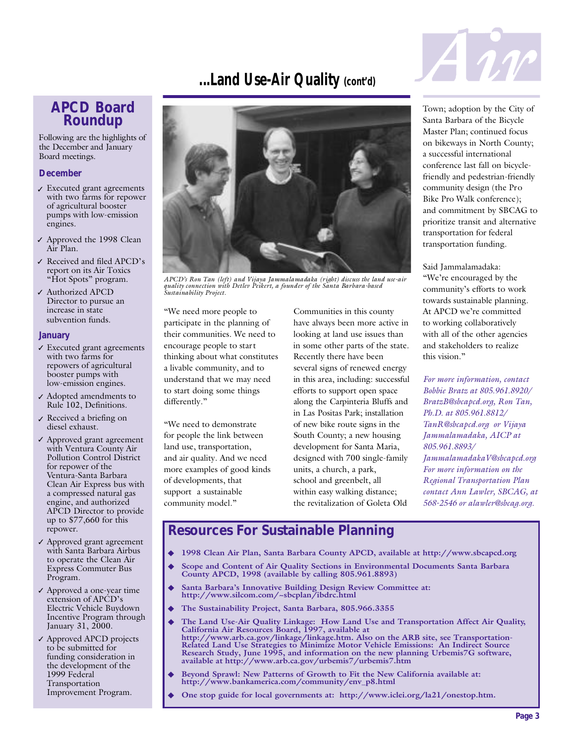# ...Land Use-Air Quality *(cont'd)*

## APCD Board Roundup

Following are the highlights of the December and January Board meetings.

### December

- ✓ Executed grant agreements with two farms for repower of agricultural booster pumps with low-emission engines.
- ✓ Approved the 1998 Clean Air Plan.
- ✓ Received and filed APCD's report on its Air Toxics "Hot Spots" program.
- ✓ Authorized APCD Director to pursue an increase in state subvention funds.

### January

- ✓ Executed grant agreements with two farms for repowers of agricultural booster pumps with low-emission engines.
- ✓ Adopted amendments to Rule 102, Definitions.
- ✓ Received a briefing on diesel exhaust.
- ✓ Approved grant agreement with Ventura County Air Pollution Control District for repower of the Ventura-Santa Barbara Clean Air Express bus with a compressed natural gas engine, and authorized APCD Director to provide up to $77,660 for this repower.
- ✓ Approved grant agreement with Santa Barbara Airbus to operate the Clean Air Express Commuter Bus Program.
- ✓ Approved a one-year time extension of APCD's Electric Vehicle Buydown Incentive Program through January 31, 2000.
- ✓ Approved APCD projects to be submitted for funding consideration in the development of the 1999 Federal Transportation Improvement Program.

*APCD's Ron Tan (left) and Vijaya Jammalamadaka (right) discuss the land use-air quality connection with Detlev Peikert, a founder of the Santa Barbara-based Sustainability Project.*

"We need more people to participate in the planning of their communities. We need to encourage people to start thinking about what constitutes a livable community, and to understand that we may need to start doing some things differently."

"We need to demonstrate for people the link between land use, transportation, and air quality. And we need more examples of good kinds of developments, that support a sustainable community model."

Communities in this county have always been more active in looking at land use issues than in some other parts of the state. Recently there have been several signs of renewed energy in this area, including: successful efforts to support open space along the Carpinteria Bluffs and in Las Positas Park; installation of new bike route signs in the South County; a new housing development for Santa Maria, designed with 700 single-family units, a church, a park, school and greenbelt, all within easy walking distance; the revitalization of Goleta Old Town; adoption by the City of Santa Barbara of the Bicycle Master Plan; continued focus on bikeways in North County; a successful international conference last fall on bicycle-friendly and pedestrian-friendly community design (the Pro Bike Pro Walk conference); and commitment by SBCAG to prioritize transit and alternative transportation for federal transportation funding.

Said Jammalamadaka: "We're encouraged by the community's efforts to work towards sustainable planning. At APCD we're committed to working collaboratively with all of the other agencies and stakeholders to realize this vision."

*For more information, contact Bobbie Bratz at 805.961.8920/ BratzB@sbcapcd.org, Ron Tan, Ph.D. at 805.961.8812/ TanR@sbcapcd.org or Vijaya Jammalamadaka, AICP at 805.961.8893/ JammalamadakaV@sbcapcd.org For more information on the Regional Transportation Plan contact Ann Lawler, SBCAG, at 568-2546 or alawler@sbcag.org.*

## Resources For Sustainable Planning

- **1998 Clean Air Plan, Santa Barbara County APCD, available at http://www.sbcapcd.org**
- **Scope and Content of Air Quality Sections in Environmental Documents Santa Barbara County APCD, 1998 (available by calling 805.961.8893)**
- **Santa Barbara's Innovative Building Design Review Committee at: http://www.silcom.com/~sbcplan/ibdrc.html**
- **The Sustainability Project, Santa Barbara, 805.966.3355**
- **The Land Use-Air Quality Linkage: How Land Use and Transportation Affect Air Quality, California Air Resources Board, 1997, available at http://www.arb.ca.gov/linkage/linkage.htm. Also on the ARB site, see Transportation-Related Land Use Strategies to Minimize Motor Vehicle Emissions: An Indirect Source Research Study, June 1995, and information on the new planning Urbemis7G software, available at http://www.arb.ca.gov/urbemis7/urbemis7.htm**
- **Beyond Sprawl: New Patterns of Growth to Fit the New California available at: http://www.bankamerica.com/community/env_p8.html**
- **One stop guide for local governments at: http://www.iclei.org/la21/onestop.htm.**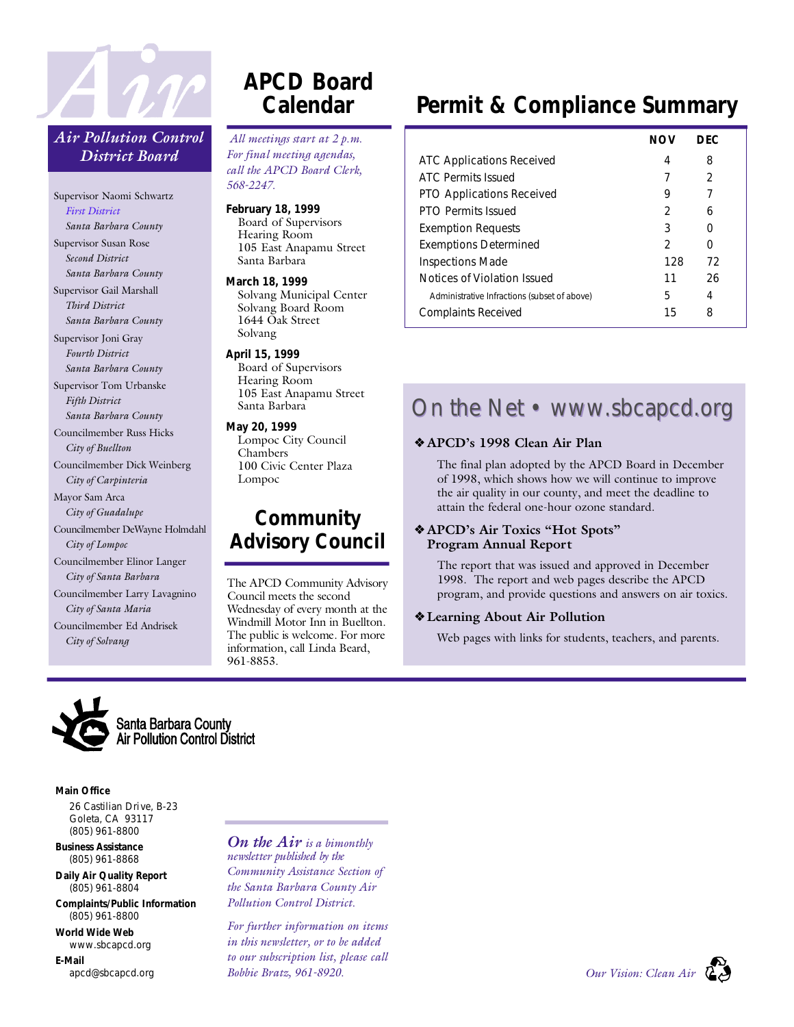## Air Pollution Control District Board

Supervisor Naomi Schwartz
*First District*
*Santa Barbara County*

Supervisor Susan Rose
*Second District*
*Santa Barbara County*

Supervisor Gail Marshall
*Third District*
*Santa Barbara County*

Supervisor Joni Gray
*Fourth District*
*Santa Barbara County*

Supervisor Tom Urbanske
*Fifth District*
*Santa Barbara County*

Councilmember Russ Hicks
*City of Buellton*

Councilmember Dick Weinberg
*City of Carpinteria*

Mayor Sam Arca
*City of Guadalupe*

Councilmember DeWayne Holmdahl
*City of Lompoc*

Councilmember Elinor Langer
*City of Santa Barbara*

Councilmember Larry Lavagnino
*City of Santa Maria*

Councilmember Ed Andrisek
*City of Solvang*

# APCD Board Calendar

*All meetings start at 2 p.m. For final meeting agendas, call the APCD Board Clerk, 568-2247.*

**February 18, 1999**
Board of Supervisors
Hearing Room
105 East Anapamu Street
Santa Barbara

**March 18, 1999**
Solvang Municipal Center
Solvang Board Room
1644 Oak Street
Solvang

**April 15, 1999**
Board of Supervisors
Hearing Room
105 East Anapamu Street
Santa Barbara

**May 20, 1999**
Lompoc City Council
Chambers
100 Civic Center Plaza
Lompoc

# Community Advisory Council

The APCD Community Advisory Council meets the second Wednesday of every month at the Windmill Motor Inn in Buellton. The public is welcome. For more information, call Linda Beard, 961-8853.

# Permit & Compliance Summary

| | NOV | DEC |
|---|---|---|
| ATC Applications Received | 4 | 8 |
| ATC Permits Issued | 7 | 2 |
| PTO Applications Received | 9 | 7 |
| PTO Permits Issued | 2 | 6 |
| Exemption Requests | 3 | 0 |
| Exemptions Determined | 2 | 0 |
| Inspections Made | 128 | 72 |
| Notices of Violation Issued | 11 | 26 |
| Administrative Infractions (subset of above) | 5 | 4 |
| Complaints Received | 15 | 8 |

# On the Net • www.sbcapcd.org

### ❖ APCD's 1998 Clean Air Plan

The final plan adopted by the APCD Board in December of 1998, which shows how we will continue to improve the air quality in our county, and meet the deadline to attain the federal one-hour ozone standard.

### ❖ APCD's Air Toxics "Hot Spots" Program Annual Report

The report that was issued and approved in December 1998. The report and web pages describe the APCD program, and provide questions and answers on air toxics.

### ❖ Learning About Air Pollution

Web pages with links for students, teachers, and parents.

---

Santa Barbara County Air Pollution Control District

**Main Office**
26 Castilian Drive, B-23
Goleta, CA 93117
(805) 961-8800

**Business Assistance**
(805) 961-8868

**Daily Air Quality Report**
(805) 961-8804

**Complaints/Public Information**
(805) 961-8800

**World Wide Web**
www.sbcapcd.org

**E-Mail**
apcd@sbcapcd.org

***On the Air** is a bimonthly newsletter published by the Community Assistance Section of the Santa Barbara County Air Pollution Control District.*

*For further information on items in this newsletter, or to be added to our subscription list, please call Bobbie Bratz, 961-8920.*

*Our Vision: Clean Air*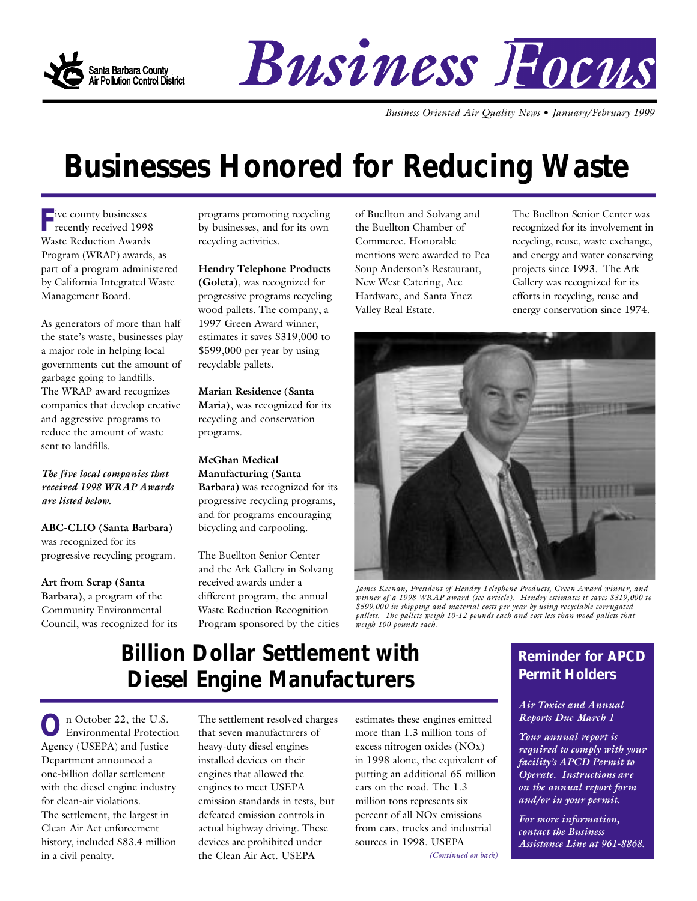Santa Barbara County Air Pollution Control District

# Business Focus

*Business Oriented Air Quality News • January/February 1999*

# Businesses Honored for Reducing Waste

Five county businesses recently received 1998 Waste Reduction Awards Program (WRAP) awards, as part of a program administered by California Integrated Waste Management Board.

As generators of more than half the state's waste, businesses play a major role in helping local governments cut the amount of garbage going to landfills. The WRAP award recognizes companies that develop creative and aggressive programs to reduce the amount of waste sent to landfills.

***The five local companies that received 1998 WRAP Awards are listed below.***

**ABC-CLIO (Santa Barbara)** was recognized for its progressive recycling program.

**Art from Scrap (Santa Barbara)**, a program of the Community Environmental Council, was recognized for its programs promoting recycling by businesses, and for its own recycling activities.

**Hendry Telephone Products (Goleta)**, was recognized for progressive programs recycling wood pallets. The company, a 1997 Green Award winner, estimates it saves $319,000 to $599,000 per year by using recyclable pallets.

**Marian Residence (Santa Maria)**, was recognized for its recycling and conservation programs.

**McGhan Medical Manufacturing (Santa Barbara)** was recognized for its progressive recycling programs, and for programs encouraging bicycling and carpooling.

The Buellton Senior Center and the Ark Gallery in Solvang received awards under a different program, the annual Waste Reduction Recognition Program sponsored by the cities of Buellton and Solvang and the Buellton Chamber of Commerce. Honorable mentions were awarded to Pea Soup Anderson's Restaurant, New West Catering, Ace Hardware, and Santa Ynez Valley Real Estate.

The Buellton Senior Center was recognized for its involvement in recycling, reuse, waste exchange, and energy and water conserving projects since 1993. The Ark Gallery was recognized for its efforts in recycling, reuse and energy conservation since 1974.

*James Keenan, President of Hendry Telephone Products, Green Award winner, and winner of a 1998 WRAP award (see article). Hendry estimates it saves $319,000 to $599,000 in shipping and material costs per year by using recyclable corrugated pallets. The pallets weigh 10-12 pounds each and cost less than wood pallets that weigh 100 pounds each.*

# Billion Dollar Settlement with Diesel Engine Manufacturers

On October 22, the U.S. Environmental Protection Agency (USEPA) and Justice Department announced a one-billion dollar settlement with the diesel engine industry for clean-air violations. The settlement, the largest in Clean Air Act enforcement history, included $83.4 million in a civil penalty.

The settlement resolved charges that seven manufacturers of heavy-duty diesel engines installed devices on their engines that allowed the engines to meet USEPA emission standards in tests, but defeated emission controls in actual highway driving. These devices are prohibited under the Clean Air Act. USEPA estimates these engines emitted more than 1.3 million tons of excess nitrogen oxides ($NO_x$) in 1998 alone, the equivalent of putting an additional 65 million cars on the road. The 1.3 million tons represents six percent of all $NO_x$ emissions from cars, trucks and industrial sources in 1998. USEPA

*(Continued on back)*

## Reminder for APCD Permit Holders

***Air Toxics and Annual Reports Due March 1***

***Your annual report is required to comply with your facility's APCD Permit to Operate. Instructions are on the annual report form and/or in your permit.***

***For more information, contact the Business Assistance Line at 961-8868.***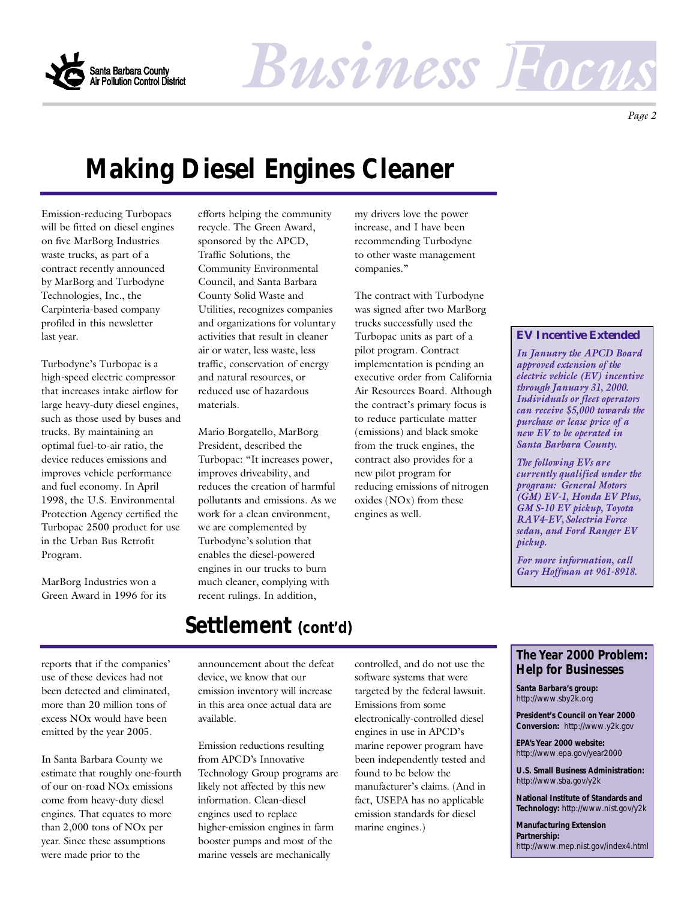# Making Diesel Engines Cleaner

Emission-reducing Turbopacs will be fitted on diesel engines on five MarBorg Industries waste trucks, as part of a contract recently announced by MarBorg and Turbodyne Technologies, Inc., the Carpinteria-based company profiled in this newsletter last year.

Turbodyne's Turbopac is a high-speed electric compressor that increases intake airflow for large heavy-duty diesel engines, such as those used by buses and trucks. By maintaining an optimal fuel-to-air ratio, the device reduces emissions and improves vehicle performance and fuel economy. In April 1998, the U.S. Environmental Protection Agency certified the Turbopac 2500 product for use in the Urban Bus Retrofit Program.

MarBorg Industries won a Green Award in 1996 for its efforts helping the community recycle. The Green Award, sponsored by the APCD, Traffic Solutions, the Community Environmental Council, and Santa Barbara County Solid Waste and Utilities, recognizes companies and organizations for voluntary activities that result in cleaner air or water, less waste, less traffic, conservation of energy and natural resources, or reduced use of hazardous materials.

Mario Borgatello, MarBorg President, described the Turbopac: "It increases power, improves driveability, and reduces the creation of harmful pollutants and emissions. As we work for a clean environment, we are complemented by Turbodyne's solution that enables the diesel-powered engines in our trucks to burn much cleaner, complying with recent rulings. In addition, my drivers love the power increase, and I have been recommending Turbodyne to other waste management companies."

The contract with Turbodyne was signed after two MarBorg trucks successfully used the Turbopac units as part of a pilot program. Contract implementation is pending an executive order from California Air Resources Board. Although the contract's primary focus is to reduce particulate matter (emissions) and black smoke from the truck engines, the contract also provides for a new pilot program for reducing emissions of nitrogen oxides (NOx) from these engines as well.

### EV Incentive Extended

*In January the APCD Board approved extension of the electric vehicle (EV) incentive through January 31, 2000. Individuals or fleet operators can receive $5,000 towards the purchase or lease price of a new EV to be operated in Santa Barbara County.*

*The following EVs are currently qualified under the program: General Motors (GM) EV-1, Honda EV Plus, GM S-10 EV pickup, Toyota RAV4-EV, Solectria Force sedan, and Ford Ranger EV pickup.*

*For more information, call Gary Hoffman at 961-8918.*

# Settlement (cont'd)

reports that if the companies' use of these devices had not been detected and eliminated, more than 20 million tons of excess NOx would have been emitted by the year 2005.

In Santa Barbara County we estimate that roughly one-fourth of our on-road NOx emissions come from heavy-duty diesel engines. That equates to more than 2,000 tons of NOx per year. Since these assumptions were made prior to the announcement about the defeat device, we know that our emission inventory will increase in this area once actual data are available.

Emission reductions resulting from APCD's Innovative Technology Group programs are likely not affected by this new information. Clean-diesel engines used to replace higher-emission engines in farm booster pumps and most of the marine vessels are mechanically controlled, and do not use the software systems that were targeted by the federal lawsuit. Emissions from some electronically-controlled diesel engines in use in APCD's marine repower program have been independently tested and found to be below the manufacturer's claims. (And in fact, USEPA has no applicable emission standards for diesel marine engines.)

### The Year 2000 Problem: Help for Businesses

**Santa Barbara's group:** http://www.sby2k.org

**President's Council on Year 2000 Conversion:** http://www.y2k.gov

**EPA's Year 2000 website:** http://www.epa.gov/year2000

**U.S. Small Business Administration:** http://www.sba.gov/y2k

**National Institute of Standards and Technology:** http://www.nist.gov/y2k

**Manufacturing Extension Partnership:** http://www.mep.nist.gov/index4.html